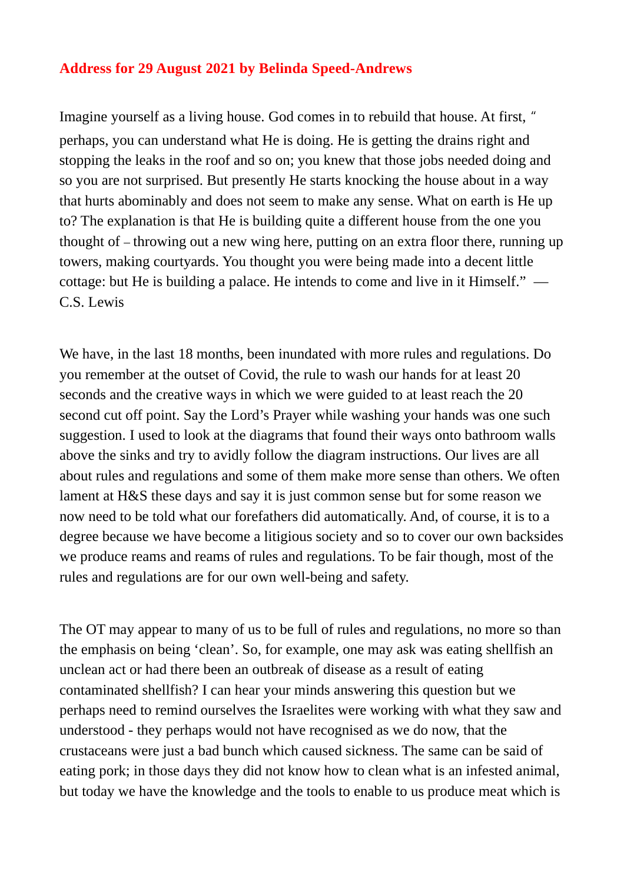**Address for 29 August 2021 by Belinda Speed-Andrews**

Imagine yourself as a living house. God comes in to rebuild that house. At first, " perhaps, you can understand what He is doing. He is getting the drains right and stopping the leaks in the roof and so on; you knew that those jobs needed doing and so you are not surprised. But presently He starts knocking the house about in a way that hurts abominably and does not seem to make any sense. What on earth is He up to? The explanation is that He is building quite a different house from the one you thought of – throwing out a new wing here, putting on an extra floor there, running up towers, making courtyards. You thought you were being made into a decent little cottage: but He is building a palace. He intends to come and live in it Himself." — C.S. Lewis

We have, in the last 18 months, been inundated with more rules and regulations. Do you remember at the outset of Covid, the rule to wash our hands for at least 20 seconds and the creative ways in which we were guided to at least reach the 20 second cut off point. Say the Lord's Prayer while washing your hands was one such suggestion. I used to look at the diagrams that found their ways onto bathroom walls above the sinks and try to avidly follow the diagram instructions. Our lives are all about rules and regulations and some of them make more sense than others. We often lament at H&S these days and say it is just common sense but for some reason we now need to be told what our forefathers did automatically. And, of course, it is to a degree because we have become a litigious society and so to cover our own backsides we produce reams and reams of rules and regulations. To be fair though, most of the rules and regulations are for our own well-being and safety.

The OT may appear to many of us to be full of rules and regulations, no more so than the emphasis on being 'clean'. So, for example, one may ask was eating shellfish an unclean act or had there been an outbreak of disease as a result of eating contaminated shellfish? I can hear your minds answering this question but we perhaps need to remind ourselves the Israelites were working with what they saw and understood - they perhaps would not have recognised as we do now, that the crustaceans were just a bad bunch which caused sickness. The same can be said of eating pork; in those days they did not know how to clean what is an infested animal, but today we have the knowledge and the tools to enable to us produce meat which is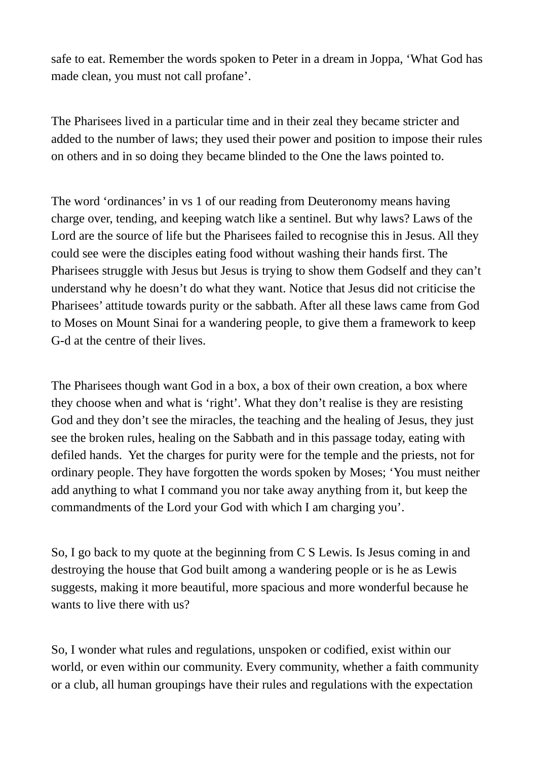safe to eat. Remember the words spoken to Peter in a dream in Joppa, ‘What God has made clean, you must not call profane’.

The Pharisees lived in a particular time and in their zeal they became stricter and added to the number of laws; they used their power and position to impose their rules on others and in so doing they became blinded to the One the laws pointed to.

The word ‘ordinances’ in vs 1 of our reading from Deuteronomy means having charge over, tending, and keeping watch like a sentinel. But why laws? Laws of the Lord are the source of life but the Pharisees failed to recognise this in Jesus. All they could see were the disciples eating food without washing their hands first. The Pharisees struggle with Jesus but Jesus is trying to show them Godself and they can’t understand why he doesn’t do what they want. Notice that Jesus did not criticise the Pharisees’ attitude towards purity or the sabbath. After all these laws came from God to Moses on Mount Sinai for a wandering people, to give them a framework to keep G-d at the centre of their lives.

The Pharisees though want God in a box, a box of their own creation, a box where they choose when and what is ‘right’. What they don’t realise is they are resisting God and they don’t see the miracles, the teaching and the healing of Jesus, they just see the broken rules, healing on the Sabbath and in this passage today, eating with defiled hands. Yet the charges for purity were for the temple and the priests, not for ordinary people. They have forgotten the words spoken by Moses; ‘You must neither add anything to what I command you nor take away anything from it, but keep the commandments of the Lord your God with which I am charging you’.

So, I go back to my quote at the beginning from C S Lewis. Is Jesus coming in and destroying the house that God built among a wandering people or is he as Lewis suggests, making it more beautiful, more spacious and more wonderful because he wants to live there with us?

So, I wonder what rules and regulations, unspoken or codified, exist within our world, or even within our community. Every community, whether a faith community or a club, all human groupings have their rules and regulations with the expectation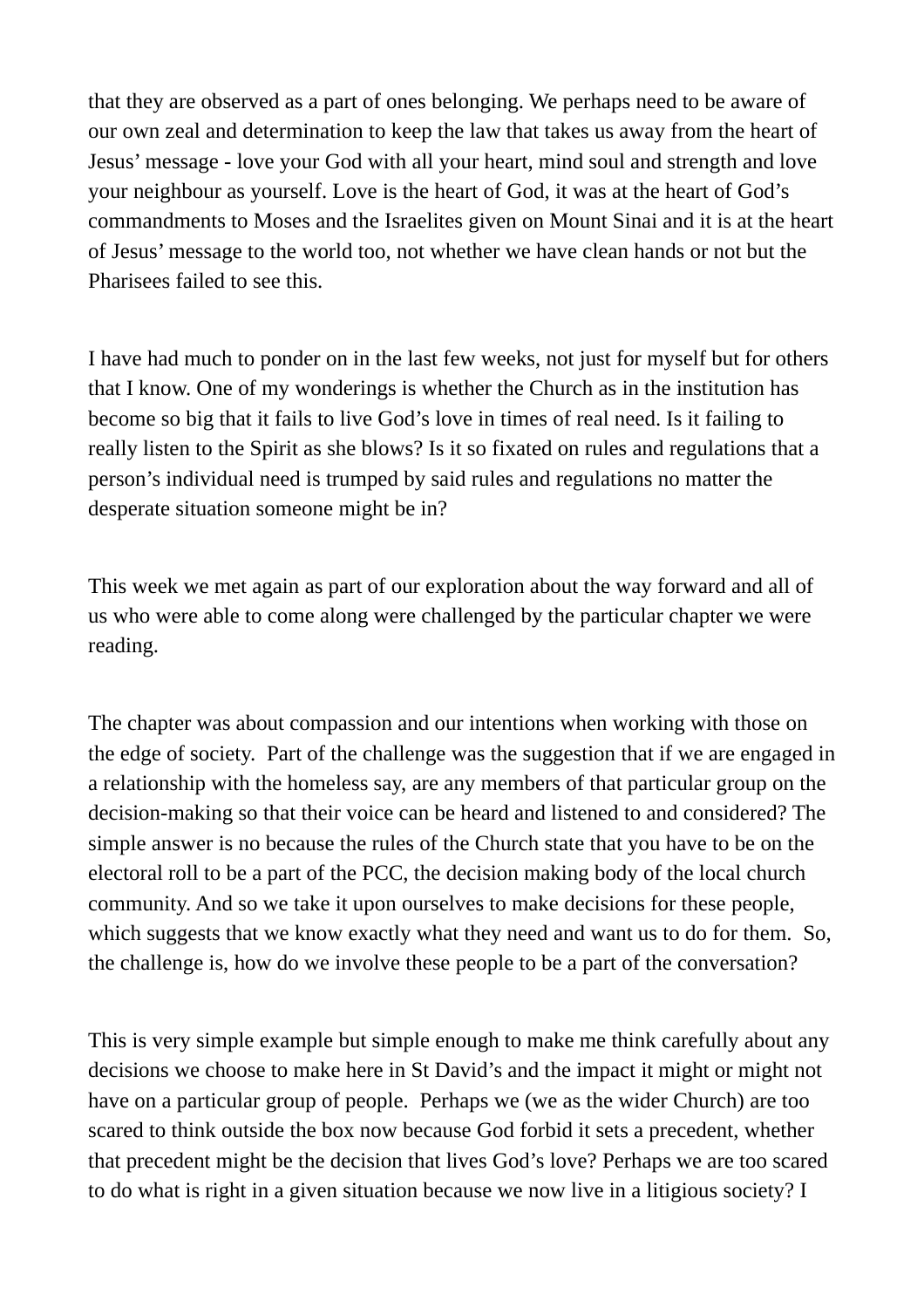that they are observed as a part of ones belonging. We perhaps need to be aware of our own zeal and determination to keep the law that takes us away from the heart of Jesus' message - love your God with all your heart, mind soul and strength and love your neighbour as yourself. Love is the heart of God, it was at the heart of God's commandments to Moses and the Israelites given on Mount Sinai and it is at the heart of Jesus' message to the world too, not whether we have clean hands or not but the Pharisees failed to see this.

I have had much to ponder on in the last few weeks, not just for myself but for others that I know. One of my wonderings is whether the Church as in the institution has become so big that it fails to live God's love in times of real need. Is it failing to really listen to the Spirit as she blows? Is it so fixated on rules and regulations that a person's individual need is trumped by said rules and regulations no matter the desperate situation someone might be in?

This week we met again as part of our exploration about the way forward and all of us who were able to come along were challenged by the particular chapter we were reading.

The chapter was about compassion and our intentions when working with those on the edge of society. Part of the challenge was the suggestion that if we are engaged in a relationship with the homeless say, are any members of that particular group on the decision-making so that their voice can be heard and listened to and considered? The simple answer is no because the rules of the Church state that you have to be on the electoral roll to be a part of the PCC, the decision making body of the local church community. And so we take it upon ourselves to make decisions for these people, which suggests that we know exactly what they need and want us to do for them. So, the challenge is, how do we involve these people to be a part of the conversation?

This is very simple example but simple enough to make me think carefully about any decisions we choose to make here in St David's and the impact it might or might not have on a particular group of people. Perhaps we (we as the wider Church) are too scared to think outside the box now because God forbid it sets a precedent, whether that precedent might be the decision that lives God's love? Perhaps we are too scared to do what is right in a given situation because we now live in a litigious society? I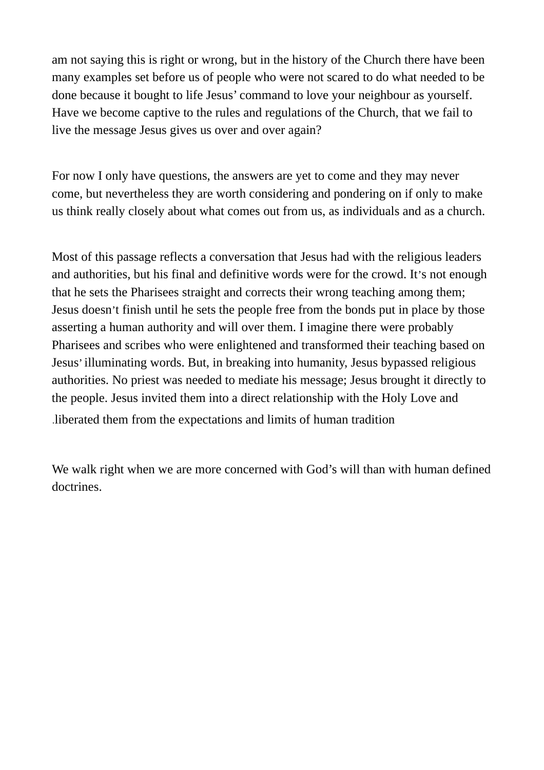am not saying this is right or wrong, but in the history of the Church there have been many examples set before us of people who were not scared to do what needed to be done because it bought to life Jesus' command to love your neighbour as yourself. Have we become captive to the rules and regulations of the Church, that we fail to live the message Jesus gives us over and over again?

For now I only have questions, the answers are yet to come and they may never come, but nevertheless they are worth considering and pondering on if only to make us think really closely about what comes out from us, as individuals and as a church.

Most of this passage reflects a conversation that Jesus had with the religious leaders and authorities, but his final and definitive words were for the crowd. It's not enough that he sets the Pharisees straight and corrects their wrong teaching among them; Jesus doesn't finish until he sets the people free from the bonds put in place by those asserting a human authority and will over them. I imagine there were probably Pharisees and scribes who were enlightened and transformed their teaching based on Jesus' illuminating words. But, in breaking into humanity, Jesus bypassed religious authorities. No priest was needed to mediate his message; Jesus brought it directly to the people. Jesus invited them into a direct relationship with the Holy Love and liberated them from the expectations and limits of human tradition.

We walk right when we are more concerned with God's will than with human defined doctrines.